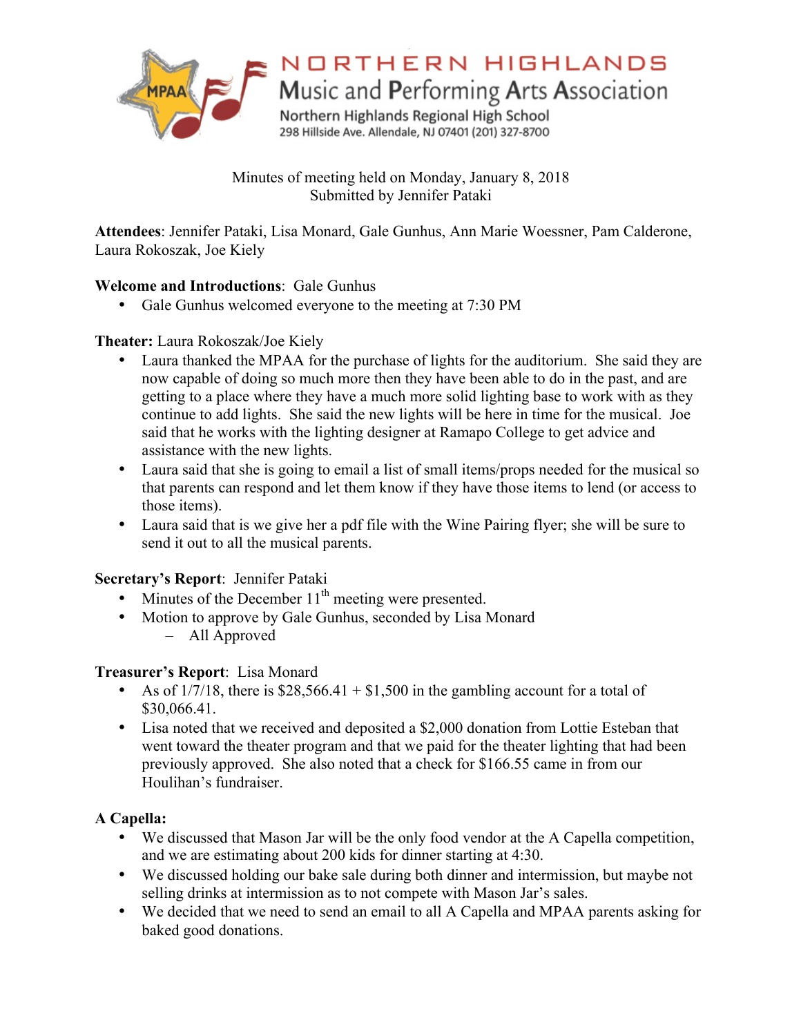# NORTHERN HIGHLANDS
## Music and Performing Arts Association

Northern Highlands Regional High School
298 Hillside Ave. Allendale, NJ 07401 (201) 327-8700

Minutes of meeting held on Monday, January 8, 2018
Submitted by Jennifer Pataki

**Attendees**: Jennifer Pataki, Lisa Monard, Gale Gunhus, Ann Marie Woessner, Pam Calderone, Laura Rokoszak, Joe Kiely

**Welcome and Introductions**: Gale Gunhus

- Gale Gunhus welcomed everyone to the meeting at 7:30 PM

**Theater:** Laura Rokoszak/Joe Kiely

- Laura thanked the MPAA for the purchase of lights for the auditorium. She said they are now capable of doing so much more then they have been able to do in the past, and are getting to a place where they have a much more solid lighting base to work with as they continue to add lights. She said the new lights will be here in time for the musical. Joe said that he works with the lighting designer at Ramapo College to get advice and assistance with the new lights.
- Laura said that she is going to email a list of small items/props needed for the musical so that parents can respond and let them know if they have those items to lend (or access to those items).
- Laura said that is we give her a pdf file with the Wine Pairing flyer; she will be sure to send it out to all the musical parents.

**Secretary's Report**: Jennifer Pataki

- Minutes of the December 11th meeting were presented.
- Motion to approve by Gale Gunhus, seconded by Lisa Monard
  - All Approved

**Treasurer's Report**: Lisa Monard

- As of 1/7/18, there is $28,566.41 + $1,500 in the gambling account for a total of $30,066.41.
- Lisa noted that we received and deposited a $2,000 donation from Lottie Esteban that went toward the theater program and that we paid for the theater lighting that had been previously approved. She also noted that a check for $166.55 came in from our Houlihan's fundraiser.

**A Capella:**

- We discussed that Mason Jar will be the only food vendor at the A Capella competition, and we are estimating about 200 kids for dinner starting at 4:30.
- We discussed holding our bake sale during both dinner and intermission, but maybe not selling drinks at intermission as to not compete with Mason Jar's sales.
- We decided that we need to send an email to all A Capella and MPAA parents asking for baked good donations.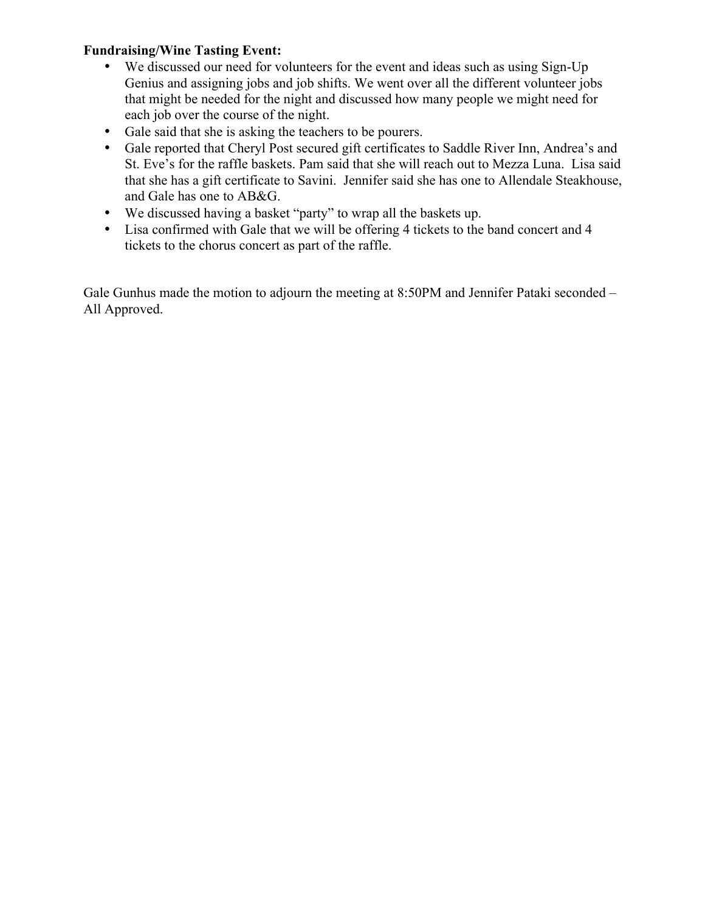**Fundraising/Wine Tasting Event:**

- We discussed our need for volunteers for the event and ideas such as using Sign-Up Genius and assigning jobs and job shifts. We went over all the different volunteer jobs that might be needed for the night and discussed how many people we might need for each job over the course of the night.
- Gale said that she is asking the teachers to be pourers.
- Gale reported that Cheryl Post secured gift certificates to Saddle River Inn, Andrea's and St. Eve's for the raffle baskets. Pam said that she will reach out to Mezza Luna. Lisa said that she has a gift certificate to Savini. Jennifer said she has one to Allendale Steakhouse, and Gale has one to AB&G.
- We discussed having a basket "party" to wrap all the baskets up.
- Lisa confirmed with Gale that we will be offering 4 tickets to the band concert and 4 tickets to the chorus concert as part of the raffle.

Gale Gunhus made the motion to adjourn the meeting at 8:50PM and Jennifer Pataki seconded – All Approved.